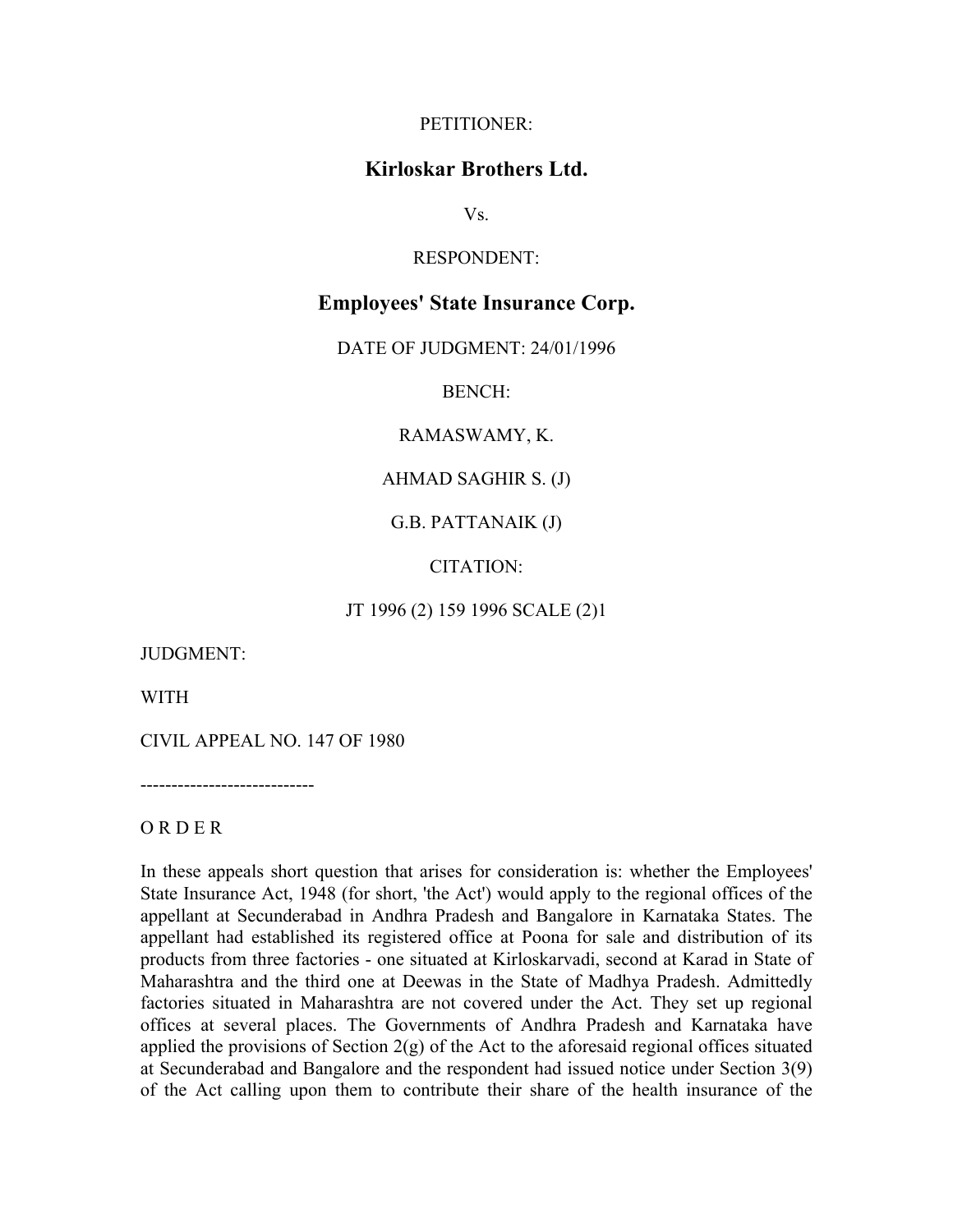PETITIONER:

**Kirloskar Brothers Ltd.**

Vs.

RESPONDENT:

**Employees' State Insurance Corp.**

DATE OF JUDGMENT: 24/01/1996

BENCH:

RAMASWAMY, K.

AHMAD SAGHIR S. (J)

G.B. PATTANAIK (J)

CITATION:

JT 1996 (2) 159 1996 SCALE (2)1

JUDGMENT:

WITH

CIVIL APPEAL NO. 147 OF 1980

----------------------------

O R D E R

In these appeals short question that arises for consideration is: whether the Employees' State Insurance Act, 1948 (for short, 'the Act') would apply to the regional offices of the appellant at Secunderabad in Andhra Pradesh and Bangalore in Karnataka States. The appellant had established its registered office at Poona for sale and distribution of its products from three factories - one situated at Kirloskarvadi, second at Karad in State of Maharashtra and the third one at Deewas in the State of Madhya Pradesh. Admittedly factories situated in Maharashtra are not covered under the Act. They set up regional offices at several places. The Governments of Andhra Pradesh and Karnataka have applied the provisions of Section 2(g) of the Act to the aforesaid regional offices situated at Secunderabad and Bangalore and the respondent had issued notice under Section 3(9) of the Act calling upon them to contribute their share of the health insurance of the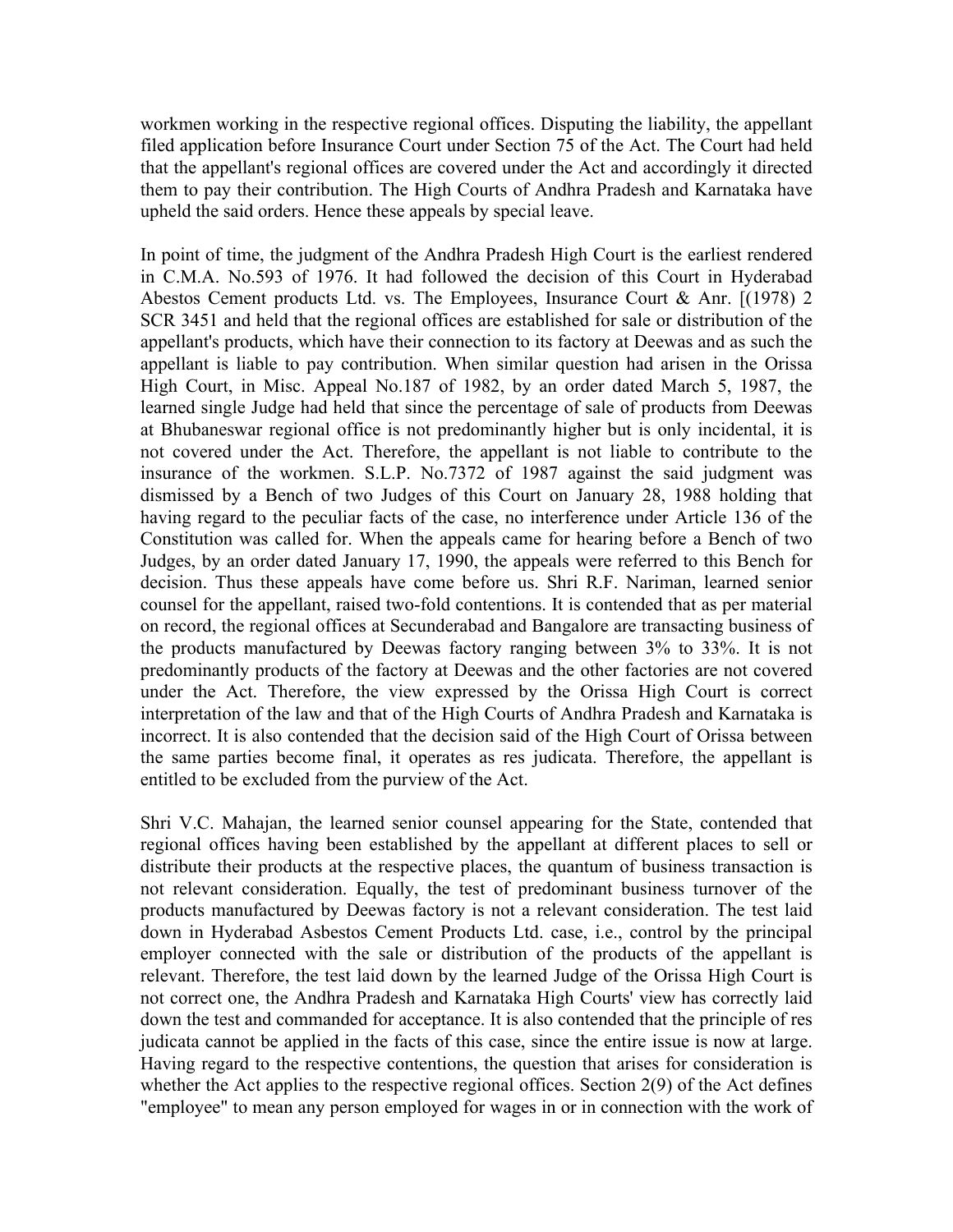workmen working in the respective regional offices. Disputing the liability, the appellant filed application before Insurance Court under Section 75 of the Act. The Court had held that the appellant's regional offices are covered under the Act and accordingly it directed them to pay their contribution. The High Courts of Andhra Pradesh and Karnataka have upheld the said orders. Hence these appeals by special leave.

In point of time, the judgment of the Andhra Pradesh High Court is the earliest rendered in C.M.A. No.593 of 1976. It had followed the decision of this Court in Hyderabad Abestos Cement products Ltd. vs. The Employees, Insurance Court & Anr. [(1978) 2 SCR 3451 and held that the regional offices are established for sale or distribution of the appellant's products, which have their connection to its factory at Deewas and as such the appellant is liable to pay contribution. When similar question had arisen in the Orissa High Court, in Misc. Appeal No.187 of 1982, by an order dated March 5, 1987, the learned single Judge had held that since the percentage of sale of products from Deewas at Bhubaneswar regional office is not predominantly higher but is only incidental, it is not covered under the Act. Therefore, the appellant is not liable to contribute to the insurance of the workmen. S.L.P. No.7372 of 1987 against the said judgment was dismissed by a Bench of two Judges of this Court on January 28, 1988 holding that having regard to the peculiar facts of the case, no interference under Article 136 of the Constitution was called for. When the appeals came for hearing before a Bench of two Judges, by an order dated January 17, 1990, the appeals were referred to this Bench for decision. Thus these appeals have come before us. Shri R.F. Nariman, learned senior counsel for the appellant, raised two-fold contentions. It is contended that as per material on record, the regional offices at Secunderabad and Bangalore are transacting business of the products manufactured by Deewas factory ranging between 3% to 33%. It is not predominantly products of the factory at Deewas and the other factories are not covered under the Act. Therefore, the view expressed by the Orissa High Court is correct interpretation of the law and that of the High Courts of Andhra Pradesh and Karnataka is incorrect. It is also contended that the decision said of the High Court of Orissa between the same parties become final, it operates as res judicata. Therefore, the appellant is entitled to be excluded from the purview of the Act.

Shri V.C. Mahajan, the learned senior counsel appearing for the State, contended that regional offices having been established by the appellant at different places to sell or distribute their products at the respective places, the quantum of business transaction is not relevant consideration. Equally, the test of predominant business turnover of the products manufactured by Deewas factory is not a relevant consideration. The test laid down in Hyderabad Asbestos Cement Products Ltd. case, i.e., control by the principal employer connected with the sale or distribution of the products of the appellant is relevant. Therefore, the test laid down by the learned Judge of the Orissa High Court is not correct one, the Andhra Pradesh and Karnataka High Courts' view has correctly laid down the test and commanded for acceptance. It is also contended that the principle of res judicata cannot be applied in the facts of this case, since the entire issue is now at large. Having regard to the respective contentions, the question that arises for consideration is whether the Act applies to the respective regional offices. Section 2(9) of the Act defines "employee" to mean any person employed for wages in or in connection with the work of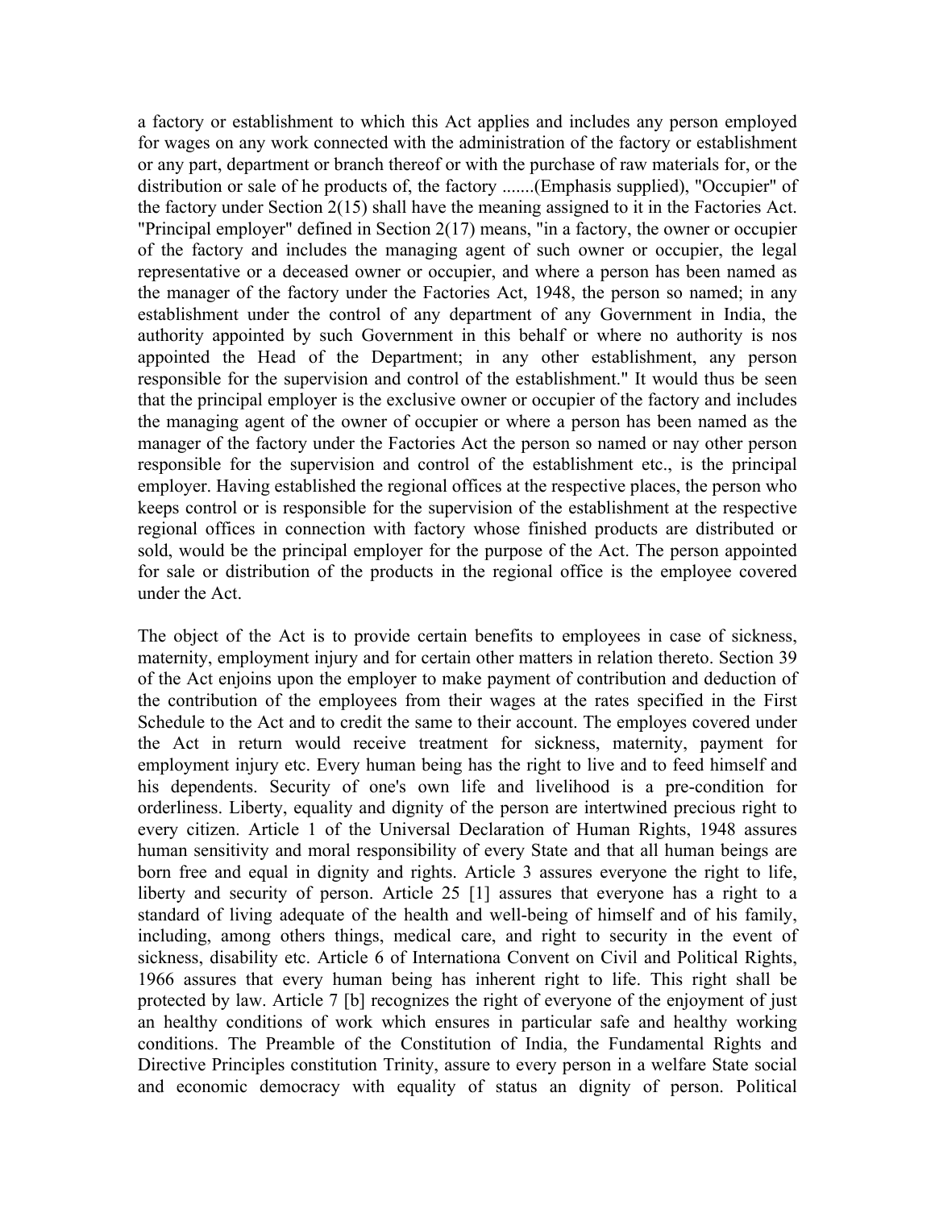a factory or establishment to which this Act applies and includes any person employed for wages on any work connected with the administration of the factory or establishment or any part, department or branch thereof or with the purchase of raw materials for, or the distribution or sale of he products of, the factory .......(Emphasis supplied), "Occupier" of the factory under Section 2(15) shall have the meaning assigned to it in the Factories Act. "Principal employer" defined in Section 2(17) means, "in a factory, the owner or occupier of the factory and includes the managing agent of such owner or occupier, the legal representative or a deceased owner or occupier, and where a person has been named as the manager of the factory under the Factories Act, 1948, the person so named; in any establishment under the control of any department of any Government in India, the authority appointed by such Government in this behalf or where no authority is nos appointed the Head of the Department; in any other establishment, any person responsible for the supervision and control of the establishment." It would thus be seen that the principal employer is the exclusive owner or occupier of the factory and includes the managing agent of the owner of occupier or where a person has been named as the manager of the factory under the Factories Act the person so named or nay other person responsible for the supervision and control of the establishment etc., is the principal employer. Having established the regional offices at the respective places, the person who keeps control or is responsible for the supervision of the establishment at the respective regional offices in connection with factory whose finished products are distributed or sold, would be the principal employer for the purpose of the Act. The person appointed for sale or distribution of the products in the regional office is the employee covered under the Act.

The object of the Act is to provide certain benefits to employees in case of sickness, maternity, employment injury and for certain other matters in relation thereto. Section 39 of the Act enjoins upon the employer to make payment of contribution and deduction of the contribution of the employees from their wages at the rates specified in the First Schedule to the Act and to credit the same to their account. The employes covered under the Act in return would receive treatment for sickness, maternity, payment for employment injury etc. Every human being has the right to live and to feed himself and his dependents. Security of one's own life and livelihood is a pre-condition for orderliness. Liberty, equality and dignity of the person are intertwined precious right to every citizen. Article 1 of the Universal Declaration of Human Rights, 1948 assures human sensitivity and moral responsibility of every State and that all human beings are born free and equal in dignity and rights. Article 3 assures everyone the right to life, liberty and security of person. Article 25 [1] assures that everyone has a right to a standard of living adequate of the health and well-being of himself and of his family, including, among others things, medical care, and right to security in the event of sickness, disability etc. Article 6 of Internationa Convent on Civil and Political Rights, 1966 assures that every human being has inherent right to life. This right shall be protected by law. Article 7 [b] recognizes the right of everyone of the enjoyment of just an healthy conditions of work which ensures in particular safe and healthy working conditions. The Preamble of the Constitution of India, the Fundamental Rights and Directive Principles constitution Trinity, assure to every person in a welfare State social and economic democracy with equality of status an dignity of person. Political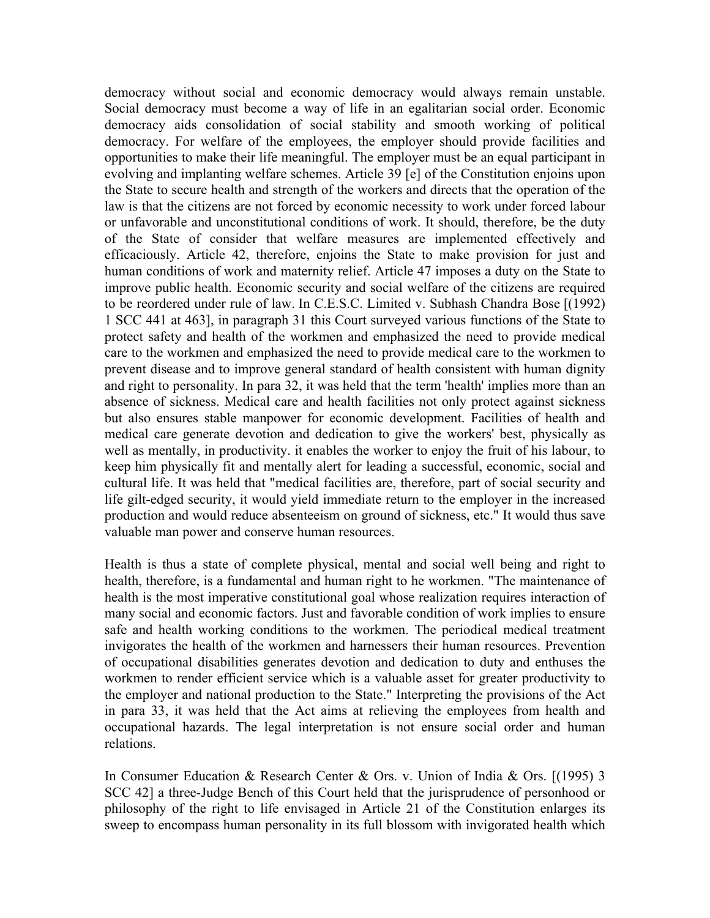democracy without social and economic democracy would always remain unstable. Social democracy must become a way of life in an egalitarian social order. Economic democracy aids consolidation of social stability and smooth working of political democracy. For welfare of the employees, the employer should provide facilities and opportunities to make their life meaningful. The employer must be an equal participant in evolving and implanting welfare schemes. Article 39 [e] of the Constitution enjoins upon the State to secure health and strength of the workers and directs that the operation of the law is that the citizens are not forced by economic necessity to work under forced labour or unfavorable and unconstitutional conditions of work. It should, therefore, be the duty of the State of consider that welfare measures are implemented effectively and efficaciously. Article 42, therefore, enjoins the State to make provision for just and human conditions of work and maternity relief. Article 47 imposes a duty on the State to improve public health. Economic security and social welfare of the citizens are required to be reordered under rule of law. In C.E.S.C. Limited v. Subhash Chandra Bose [(1992) 1 SCC 441 at 463], in paragraph 31 this Court surveyed various functions of the State to protect safety and health of the workmen and emphasized the need to provide medical care to the workmen and emphasized the need to provide medical care to the workmen to prevent disease and to improve general standard of health consistent with human dignity and right to personality. In para 32, it was held that the term 'health' implies more than an absence of sickness. Medical care and health facilities not only protect against sickness but also ensures stable manpower for economic development. Facilities of health and medical care generate devotion and dedication to give the workers' best, physically as well as mentally, in productivity. it enables the worker to enjoy the fruit of his labour, to keep him physically fit and mentally alert for leading a successful, economic, social and cultural life. It was held that "medical facilities are, therefore, part of social security and life gilt-edged security, it would yield immediate return to the employer in the increased production and would reduce absenteeism on ground of sickness, etc." It would thus save valuable man power and conserve human resources.

Health is thus a state of complete physical, mental and social well being and right to health, therefore, is a fundamental and human right to he workmen. "The maintenance of health is the most imperative constitutional goal whose realization requires interaction of many social and economic factors. Just and favorable condition of work implies to ensure safe and health working conditions to the workmen. The periodical medical treatment invigorates the health of the workmen and harnessers their human resources. Prevention of occupational disabilities generates devotion and dedication to duty and enthuses the workmen to render efficient service which is a valuable asset for greater productivity to the employer and national production to the State." Interpreting the provisions of the Act in para 33, it was held that the Act aims at relieving the employees from health and occupational hazards. The legal interpretation is not ensure social order and human relations.

In Consumer Education & Research Center & Ors. v. Union of India & Ors. [(1995) 3 SCC 42] a three-Judge Bench of this Court held that the jurisprudence of personhood or philosophy of the right to life envisaged in Article 21 of the Constitution enlarges its sweep to encompass human personality in its full blossom with invigorated health which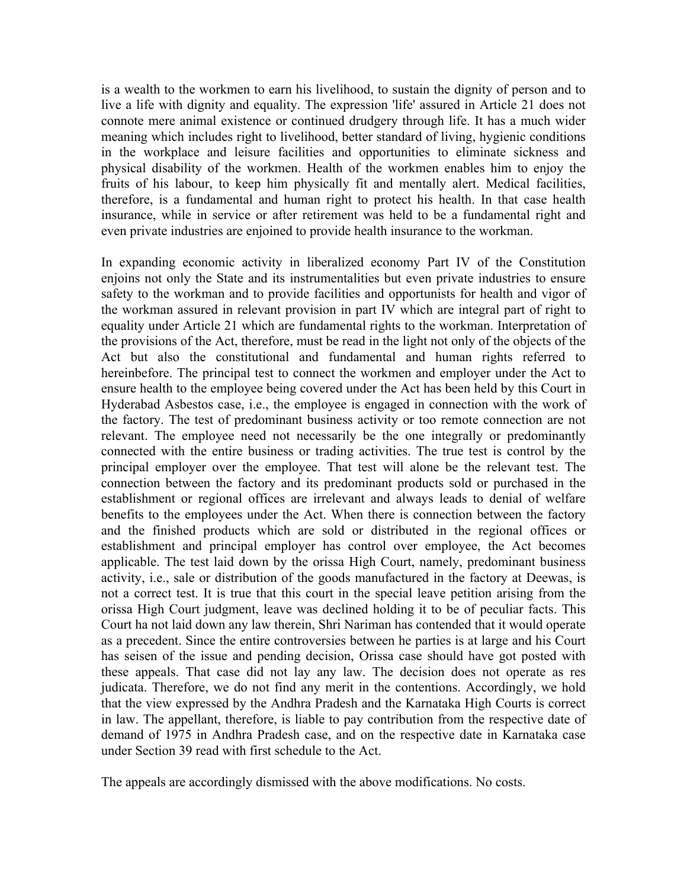is a wealth to the workmen to earn his livelihood, to sustain the dignity of person and to live a life with dignity and equality. The expression 'life' assured in Article 21 does not connote mere animal existence or continued drudgery through life. It has a much wider meaning which includes right to livelihood, better standard of living, hygienic conditions in the workplace and leisure facilities and opportunities to eliminate sickness and physical disability of the workmen. Health of the workmen enables him to enjoy the fruits of his labour, to keep him physically fit and mentally alert. Medical facilities, therefore, is a fundamental and human right to protect his health. In that case health insurance, while in service or after retirement was held to be a fundamental right and even private industries are enjoined to provide health insurance to the workman.

In expanding economic activity in liberalized economy Part IV of the Constitution enjoins not only the State and its instrumentalities but even private industries to ensure safety to the workman and to provide facilities and opportunists for health and vigor of the workman assured in relevant provision in part IV which are integral part of right to equality under Article 21 which are fundamental rights to the workman. Interpretation of the provisions of the Act, therefore, must be read in the light not only of the objects of the Act but also the constitutional and fundamental and human rights referred to hereinbefore. The principal test to connect the workmen and employer under the Act to ensure health to the employee being covered under the Act has been held by this Court in Hyderabad Asbestos case, i.e., the employee is engaged in connection with the work of the factory. The test of predominant business activity or too remote connection are not relevant. The employee need not necessarily be the one integrally or predominantly connected with the entire business or trading activities. The true test is control by the principal employer over the employee. That test will alone be the relevant test. The connection between the factory and its predominant products sold or purchased in the establishment or regional offices are irrelevant and always leads to denial of welfare benefits to the employees under the Act. When there is connection between the factory and the finished products which are sold or distributed in the regional offices or establishment and principal employer has control over employee, the Act becomes applicable. The test laid down by the orissa High Court, namely, predominant business activity, i.e., sale or distribution of the goods manufactured in the factory at Deewas, is not a correct test. It is true that this court in the special leave petition arising from the orissa High Court judgment, leave was declined holding it to be of peculiar facts. This Court ha not laid down any law therein, Shri Nariman has contended that it would operate as a precedent. Since the entire controversies between he parties is at large and his Court has seisen of the issue and pending decision, Orissa case should have got posted with these appeals. That case did not lay any law. The decision does not operate as res judicata. Therefore, we do not find any merit in the contentions. Accordingly, we hold that the view expressed by the Andhra Pradesh and the Karnataka High Courts is correct in law. The appellant, therefore, is liable to pay contribution from the respective date of demand of 1975 in Andhra Pradesh case, and on the respective date in Karnataka case under Section 39 read with first schedule to the Act.

The appeals are accordingly dismissed with the above modifications. No costs.